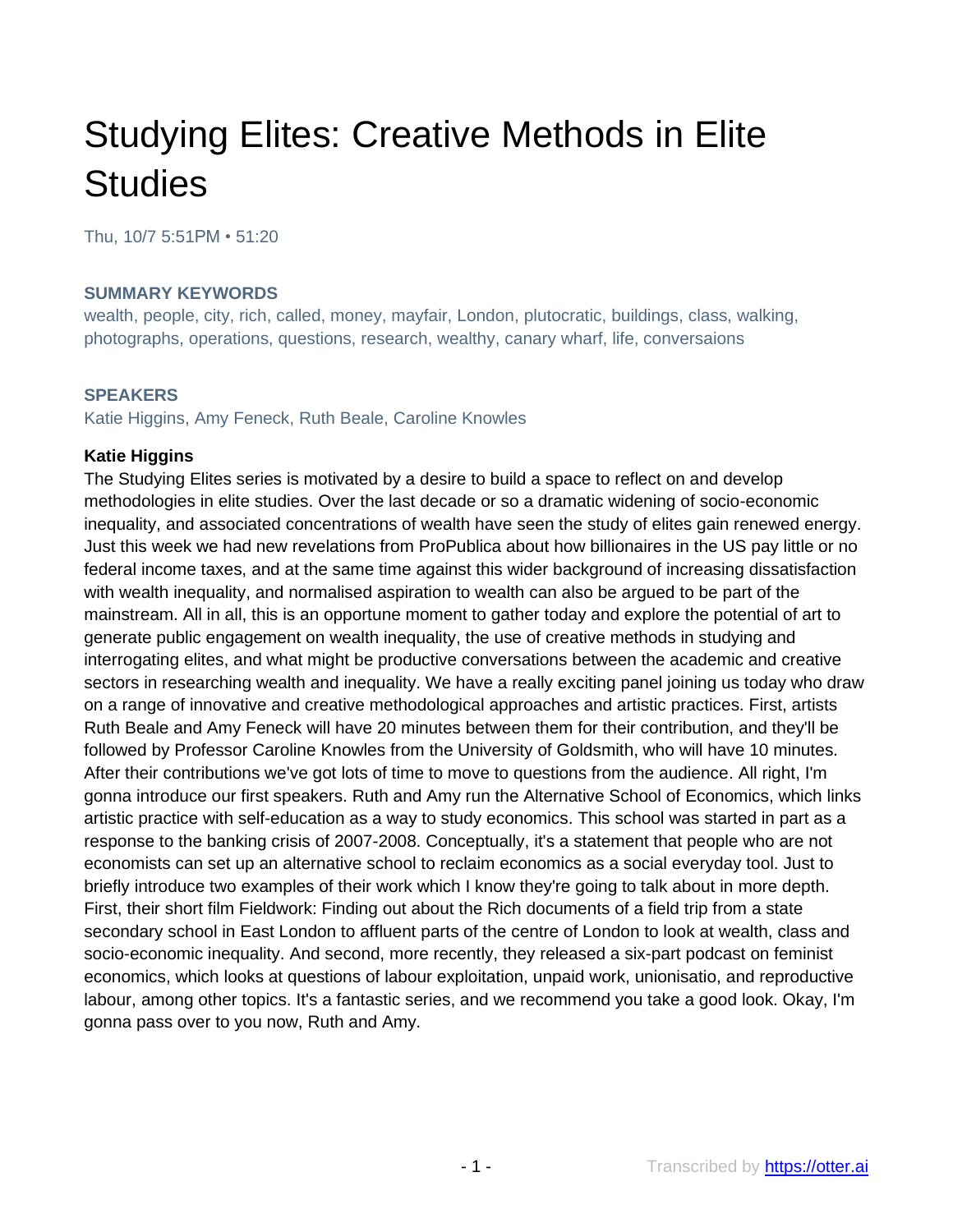# Studying Elites: Creative Methods in Elite Studies

Thu, 10/7 5:51PM • 51:20

### SUMMARY KEYWORDS

wealth, people, city, rich, called, money, mayfair, London, plutocratic, buildings, class, walking, photographs, operations, questions, research, wealthy, canary wharf, life, conversaions

### SPEAKERS

Katie Higgins, Amy Feneck, Ruth Beale, Caroline Knowles

**Katie Higgins**

The Studying Elites series is motivated by a desire to build a space to reflect on and develop methodologies in elite studies. Over the last decade or so a dramatic widening of socio-economic inequality, and associated concentrations of wealth have seen the study of elites gain renewed energy. Just this week we had new revelations from ProPublica about how billionaires in the US pay little or no federal income taxes, and at the same time against this wider background of increasing dissatisfaction with wealth inequality, and normalised aspiration to wealth can also be argued to be part of the mainstream. All in all, this is an opportune moment to gather today and explore the potential of art to generate public engagement on wealth inequality, the use of creative methods in studying and interrogating elites, and what might be productive conversations between the academic and creative sectors in researching wealth and inequality. We have a really exciting panel joining us today who draw on a range of innovative and creative methodological approaches and artistic practices. First, artists Ruth Beale and Amy Feneck will have 20 minutes between them for their contribution, and they'll be followed by Professor Caroline Knowles from the University of Goldsmith, who will have 10 minutes. After their contributions we've got lots of time to move to questions from the audience. All right, I'm gonna introduce our first speakers. Ruth and Amy run the Alternative School of Economics, which links artistic practice with self-education as a way to study economics. This school was started in part as a response to the banking crisis of 2007-2008. Conceptually, it's a statement that people who are not economists can set up an alternative school to reclaim economics as a social everyday tool. Just to briefly introduce two examples of their work which I know they're going to talk about in more depth. First, their short film Fieldwork: Finding out about the Rich documents of a field trip from a state secondary school in East London to affluent parts of the centre of London to look at wealth, class and socio-economic inequality. And second, more recently, they released a six-part podcast on feminist economics, which looks at questions of labour exploitation, unpaid work, unionisatio, and reproductive labour, among other topics. It's a fantastic series, and we recommend you take a good look. Okay, I'm gonna pass over to you now, Ruth and Amy.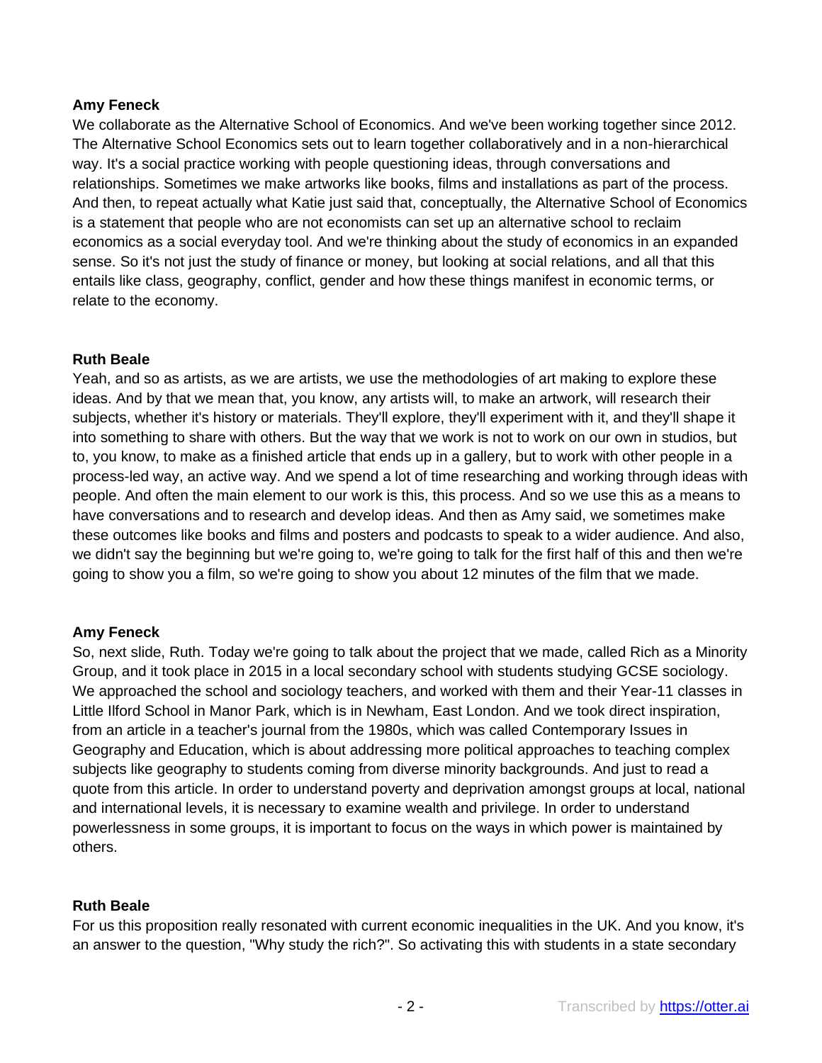**Amy Feneck**
We collaborate as the Alternative School of Economics. And we've been working together since 2012. The Alternative School Economics sets out to learn together collaboratively and in a non-hierarchical way. It's a social practice working with people questioning ideas, through conversations and relationships. Sometimes we make artworks like books, films and installations as part of the process. And then, to repeat actually what Katie just said that, conceptually, the Alternative School of Economics is a statement that people who are not economists can set up an alternative school to reclaim economics as a social everyday tool. And we're thinking about the study of economics in an expanded sense. So it's not just the study of finance or money, but looking at social relations, and all that this entails like class, geography, conflict, gender and how these things manifest in economic terms, or relate to the economy.

**Ruth Beale**
Yeah, and so as artists, as we are artists, we use the methodologies of art making to explore these ideas. And by that we mean that, you know, any artists will, to make an artwork, will research their subjects, whether it's history or materials. They'll explore, they'll experiment with it, and they'll shape it into something to share with others. But the way that we work is not to work on our own in studios, but to, you know, to make as a finished article that ends up in a gallery, but to work with other people in a process-led way, an active way. And we spend a lot of time researching and working through ideas with people. And often the main element to our work is this, this process. And so we use this as a means to have conversations and to research and develop ideas. And then as Amy said, we sometimes make these outcomes like books and films and posters and podcasts to speak to a wider audience. And also, we didn't say the beginning but we're going to, we're going to talk for the first half of this and then we're going to show you a film, so we're going to show you about 12 minutes of the film that we made.

**Amy Feneck**
So, next slide, Ruth. Today we're going to talk about the project that we made, called Rich as a Minority Group, and it took place in 2015 in a local secondary school with students studying GCSE sociology. We approached the school and sociology teachers, and worked with them and their Year-11 classes in Little Ilford School in Manor Park, which is in Newham, East London. And we took direct inspiration, from an article in a teacher's journal from the 1980s, which was called Contemporary Issues in Geography and Education, which is about addressing more political approaches to teaching complex subjects like geography to students coming from diverse minority backgrounds. And just to read a quote from this article. In order to understand poverty and deprivation amongst groups at local, national and international levels, it is necessary to examine wealth and privilege. In order to understand powerlessness in some groups, it is important to focus on the ways in which power is maintained by others.

**Ruth Beale**
For us this proposition really resonated with current economic inequalities in the UK. And you know, it's an answer to the question, "Why study the rich?". So activating this with students in a state secondary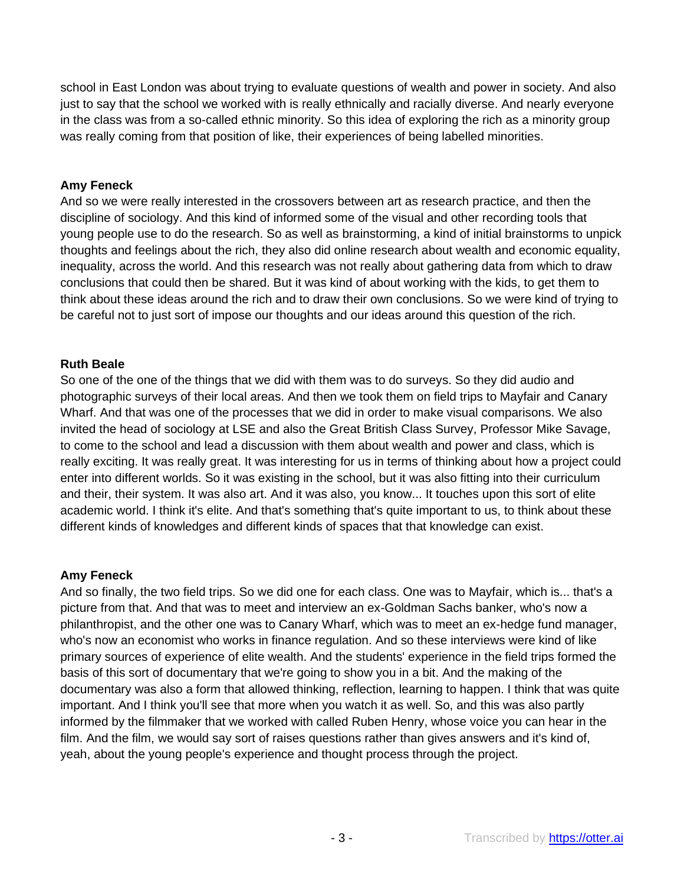school in East London was about trying to evaluate questions of wealth and power in society. And also just to say that the school we worked with is really ethnically and racially diverse. And nearly everyone in the class was from a so-called ethnic minority. So this idea of exploring the rich as a minority group was really coming from that position of like, their experiences of being labelled minorities.

**Amy Feneck**
And so we were really interested in the crossovers between art as research practice, and then the discipline of sociology. And this kind of informed some of the visual and other recording tools that young people use to do the research. So as well as brainstorming, a kind of initial brainstorms to unpick thoughts and feelings about the rich, they also did online research about wealth and economic equality, inequality, across the world. And this research was not really about gathering data from which to draw conclusions that could then be shared. But it was kind of about working with the kids, to get them to think about these ideas around the rich and to draw their own conclusions. So we were kind of trying to be careful not to just sort of impose our thoughts and our ideas around this question of the rich.

**Ruth Beale**
So one of the one of the things that we did with them was to do surveys. So they did audio and photographic surveys of their local areas. And then we took them on field trips to Mayfair and Canary Wharf. And that was one of the processes that we did in order to make visual comparisons. We also invited the head of sociology at LSE and also the Great British Class Survey, Professor Mike Savage, to come to the school and lead a discussion with them about wealth and power and class, which is really exciting. It was really great. It was interesting for us in terms of thinking about how a project could enter into different worlds. So it was existing in the school, but it was also fitting into their curriculum and their, their system. It was also art. And it was also, you know... It touches upon this sort of elite academic world. I think it's elite. And that's something that's quite important to us, to think about these different kinds of knowledges and different kinds of spaces that that knowledge can exist.

**Amy Feneck**
And so finally, the two field trips. So we did one for each class. One was to Mayfair, which is... that's a picture from that. And that was to meet and interview an ex-Goldman Sachs banker, who's now a philanthropist, and the other one was to Canary Wharf, which was to meet an ex-hedge fund manager, who's now an economist who works in finance regulation. And so these interviews were kind of like primary sources of experience of elite wealth. And the students' experience in the field trips formed the basis of this sort of documentary that we're going to show you in a bit. And the making of the documentary was also a form that allowed thinking, reflection, learning to happen. I think that was quite important. And I think you'll see that more when you watch it as well. So, and this was also partly informed by the filmmaker that we worked with called Ruben Henry, whose voice you can hear in the film. And the film, we would say sort of raises questions rather than gives answers and it's kind of, yeah, about the young people's experience and thought process through the project.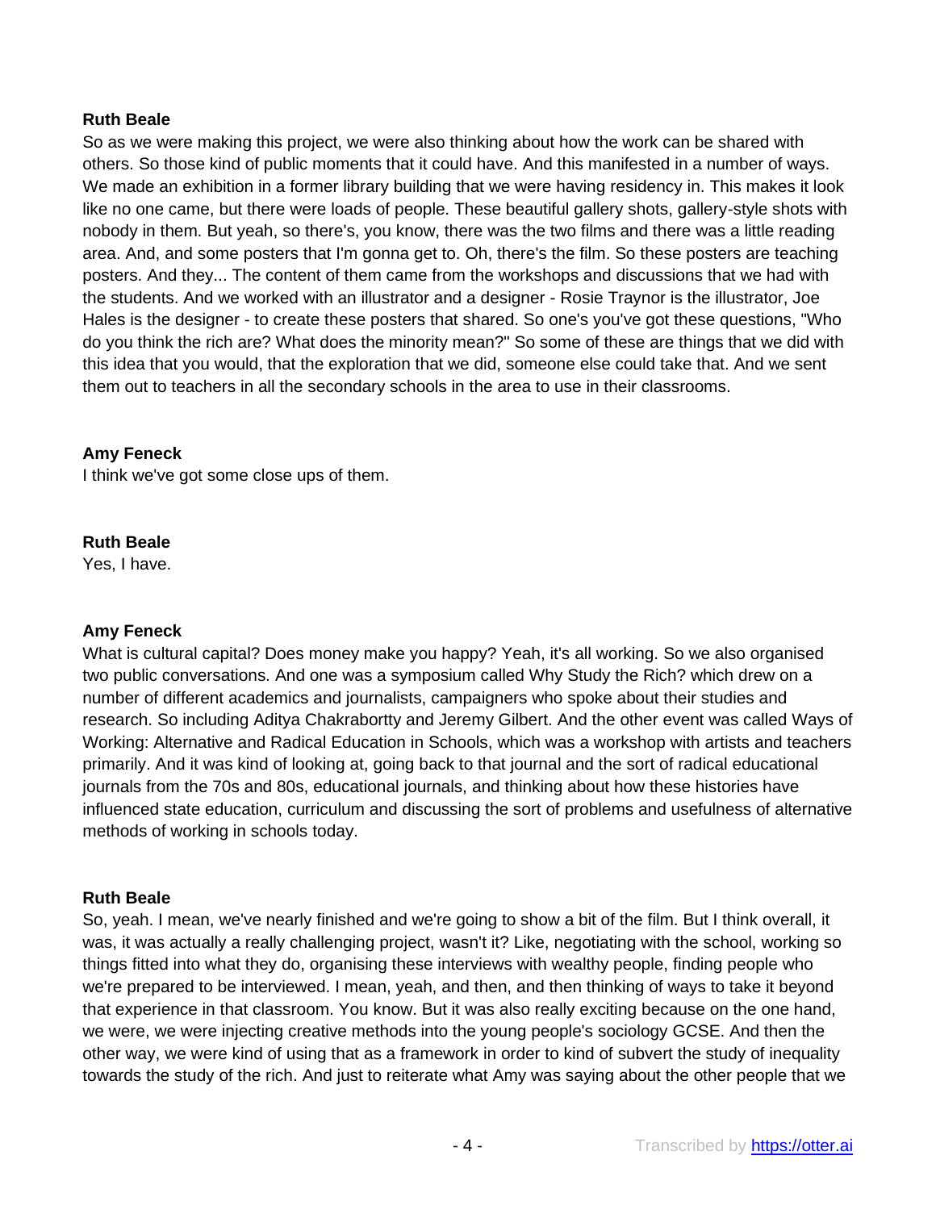**Ruth Beale**
So as we were making this project, we were also thinking about how the work can be shared with others. So those kind of public moments that it could have. And this manifested in a number of ways. We made an exhibition in a former library building that we were having residency in. This makes it look like no one came, but there were loads of people. These beautiful gallery shots, gallery-style shots with nobody in them. But yeah, so there's, you know, there was the two films and there was a little reading area. And, and some posters that I'm gonna get to. Oh, there's the film. So these posters are teaching posters. And they... The content of them came from the workshops and discussions that we had with the students. And we worked with an illustrator and a designer - Rosie Traynor is the illustrator, Joe Hales is the designer - to create these posters that shared. So one's you've got these questions, "Who do you think the rich are? What does the minority mean?" So some of these are things that we did with this idea that you would, that the exploration that we did, someone else could take that. And we sent them out to teachers in all the secondary schools in the area to use in their classrooms.

**Amy Feneck**
I think we've got some close ups of them.

**Ruth Beale**
Yes, I have.

**Amy Feneck**
What is cultural capital? Does money make you happy? Yeah, it's all working. So we also organised two public conversations. And one was a symposium called Why Study the Rich? which drew on a number of different academics and journalists, campaigners who spoke about their studies and research. So including Aditya Chakrabortty and Jeremy Gilbert. And the other event was called Ways of Working: Alternative and Radical Education in Schools, which was a workshop with artists and teachers primarily. And it was kind of looking at, going back to that journal and the sort of radical educational journals from the 70s and 80s, educational journals, and thinking about how these histories have influenced state education, curriculum and discussing the sort of problems and usefulness of alternative methods of working in schools today.

**Ruth Beale**
So, yeah. I mean, we've nearly finished and we're going to show a bit of the film. But I think overall, it was, it was actually a really challenging project, wasn't it? Like, negotiating with the school, working so things fitted into what they do, organising these interviews with wealthy people, finding people who we're prepared to be interviewed. I mean, yeah, and then, and then thinking of ways to take it beyond that experience in that classroom. You know. But it was also really exciting because on the one hand, we were, we were injecting creative methods into the young people's sociology GCSE. And then the other way, we were kind of using that as a framework in order to kind of subvert the study of inequality towards the study of the rich. And just to reiterate what Amy was saying about the other people that we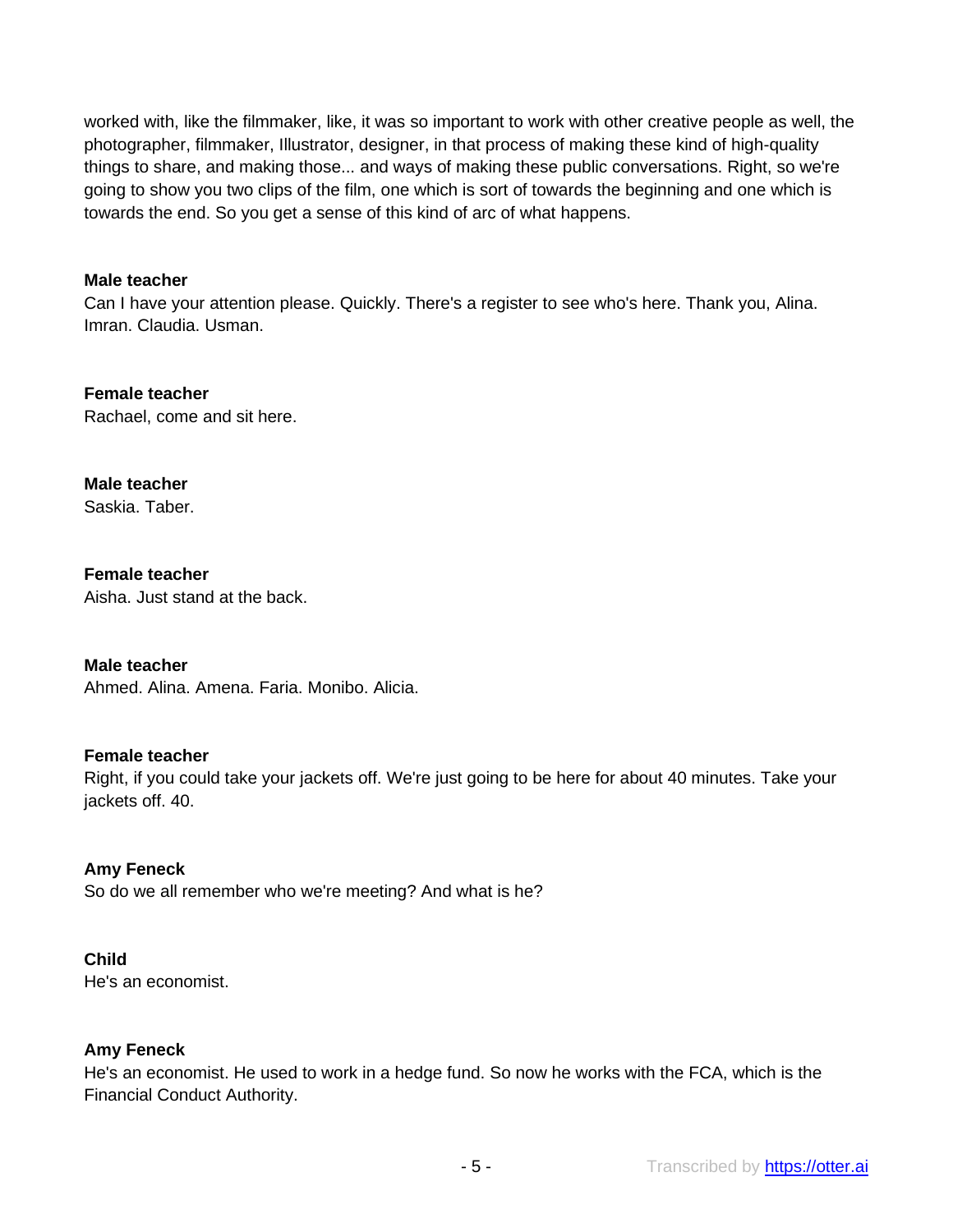worked with, like the filmmaker, like, it was so important to work with other creative people as well, the photographer, filmmaker, Illustrator, designer, in that process of making these kind of high-quality things to share, and making those... and ways of making these public conversations. Right, so we're going to show you two clips of the film, one which is sort of towards the beginning and one which is towards the end. So you get a sense of this kind of arc of what happens.

**Male teacher**
Can I have your attention please. Quickly. There's a register to see who's here. Thank you, Alina. Imran. Claudia. Usman.

**Female teacher**
Rachael, come and sit here.

**Male teacher**
Saskia. Taber.

**Female teacher**
Aisha. Just stand at the back.

**Male teacher**
Ahmed. Alina. Amena. Faria. Monibo. Alicia.

**Female teacher**
Right, if you could take your jackets off. We're just going to be here for about 40 minutes. Take your jackets off. 40.

**Amy Feneck**
So do we all remember who we're meeting? And what is he?

**Child**
He's an economist.

**Amy Feneck**
He's an economist. He used to work in a hedge fund. So now he works with the FCA, which is the Financial Conduct Authority.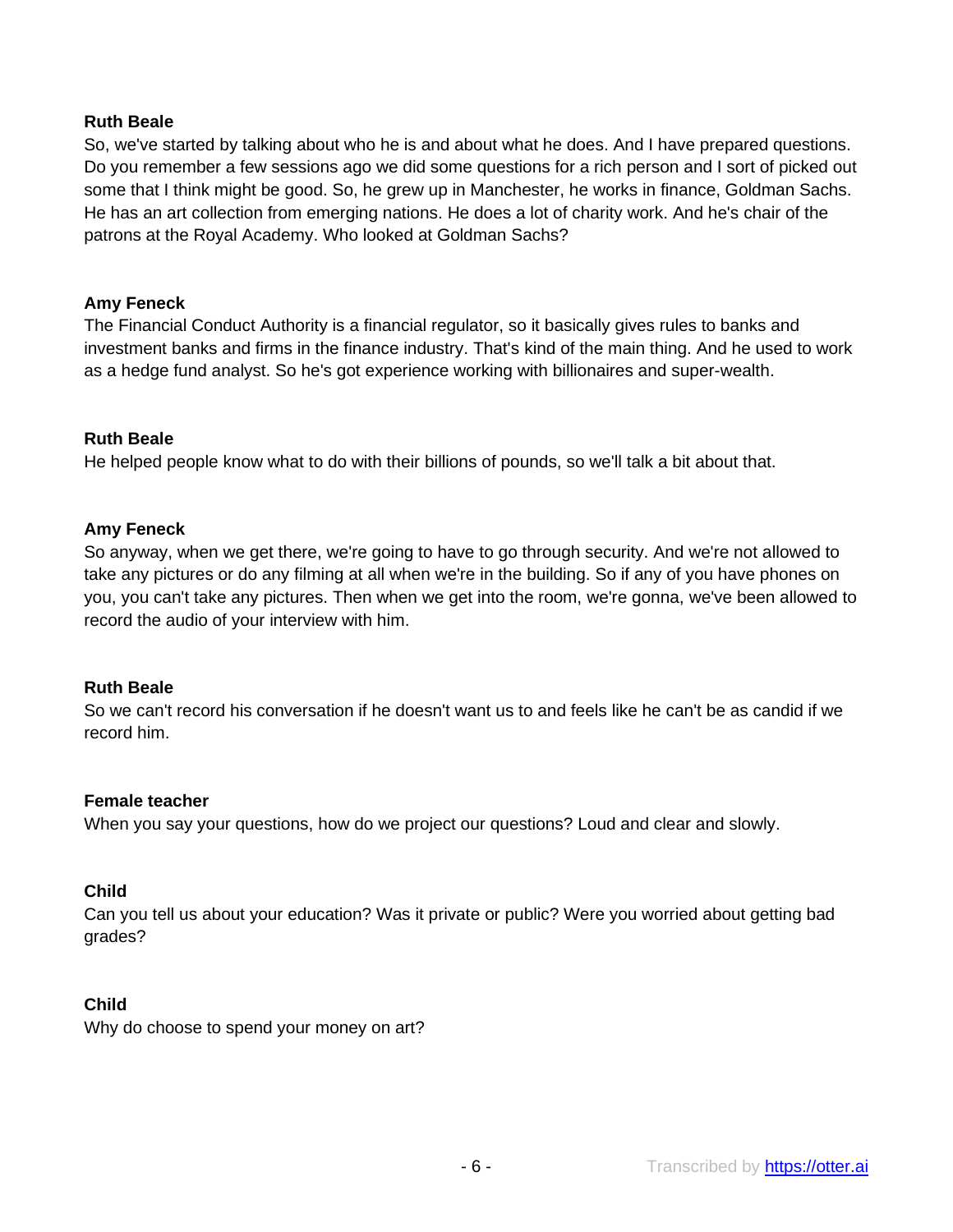**Ruth Beale**

So, we've started by talking about who he is and about what he does. And I have prepared questions. Do you remember a few sessions ago we did some questions for a rich person and I sort of picked out some that I think might be good. So, he grew up in Manchester, he works in finance, Goldman Sachs. He has an art collection from emerging nations. He does a lot of charity work. And he's chair of the patrons at the Royal Academy. Who looked at Goldman Sachs?

**Amy Feneck**

The Financial Conduct Authority is a financial regulator, so it basically gives rules to banks and investment banks and firms in the finance industry. That's kind of the main thing. And he used to work as a hedge fund analyst. So he's got experience working with billionaires and super-wealth.

**Ruth Beale**

He helped people know what to do with their billions of pounds, so we'll talk a bit about that.

**Amy Feneck**

So anyway, when we get there, we're going to have to go through security. And we're not allowed to take any pictures or do any filming at all when we're in the building. So if any of you have phones on you, you can't take any pictures. Then when we get into the room, we're gonna, we've been allowed to record the audio of your interview with him.

**Ruth Beale**

So we can't record his conversation if he doesn't want us to and feels like he can't be as candid if we record him.

**Female teacher**

When you say your questions, how do we project our questions? Loud and clear and slowly.

**Child**

Can you tell us about your education? Was it private or public? Were you worried about getting bad grades?

**Child**

Why do choose to spend your money on art?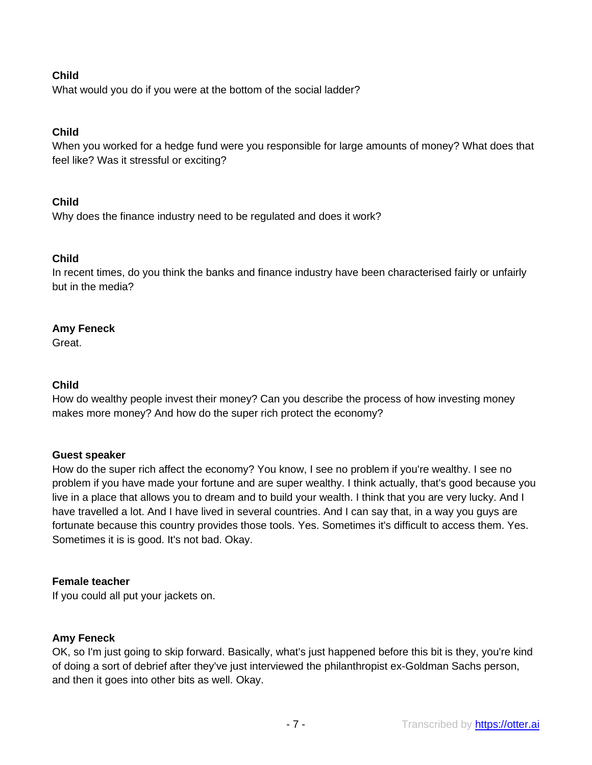**Child**
What would you do if you were at the bottom of the social ladder?

**Child**
When you worked for a hedge fund were you responsible for large amounts of money? What does that feel like? Was it stressful or exciting?

**Child**
Why does the finance industry need to be regulated and does it work?

**Child**
In recent times, do you think the banks and finance industry have been characterised fairly or unfairly but in the media?

**Amy Feneck**
Great.

**Child**
How do wealthy people invest their money? Can you describe the process of how investing money makes more money? And how do the super rich protect the economy?

**Guest speaker**
How do the super rich affect the economy? You know, I see no problem if you're wealthy. I see no problem if you have made your fortune and are super wealthy. I think actually, that's good because you live in a place that allows you to dream and to build your wealth. I think that you are very lucky. And I have travelled a lot. And I have lived in several countries. And I can say that, in a way you guys are fortunate because this country provides those tools. Yes. Sometimes it's difficult to access them. Yes. Sometimes it is is good. It's not bad. Okay.

**Female teacher**
If you could all put your jackets on.

**Amy Feneck**
OK, so I'm just going to skip forward. Basically, what's just happened before this bit is they, you're kind of doing a sort of debrief after they've just interviewed the philanthropist ex-Goldman Sachs person, and then it goes into other bits as well. Okay.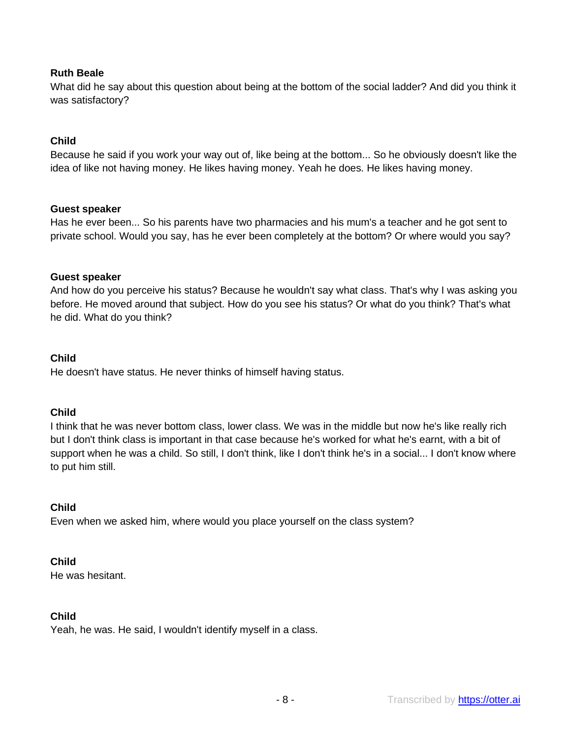**Ruth Beale**
What did he say about this question about being at the bottom of the social ladder? And did you think it was satisfactory?

**Child**
Because he said if you work your way out of, like being at the bottom... So he obviously doesn't like the idea of like not having money. He likes having money. Yeah he does. He likes having money.

**Guest speaker**
Has he ever been... So his parents have two pharmacies and his mum's a teacher and he got sent to private school. Would you say, has he ever been completely at the bottom? Or where would you say?

**Guest speaker**
And how do you perceive his status? Because he wouldn't say what class. That's why I was asking you before. He moved around that subject. How do you see his status? Or what do you think? That's what he did. What do you think?

**Child**
He doesn't have status. He never thinks of himself having status.

**Child**
I think that he was never bottom class, lower class. We was in the middle but now he's like really rich but I don't think class is important in that case because he's worked for what he's earnt, with a bit of support when he was a child. So still, I don't think, like I don't think he's in a social... I don't know where to put him still.

**Child**
Even when we asked him, where would you place yourself on the class system?

**Child**
He was hesitant.

**Child**
Yeah, he was. He said, I wouldn't identify myself in a class.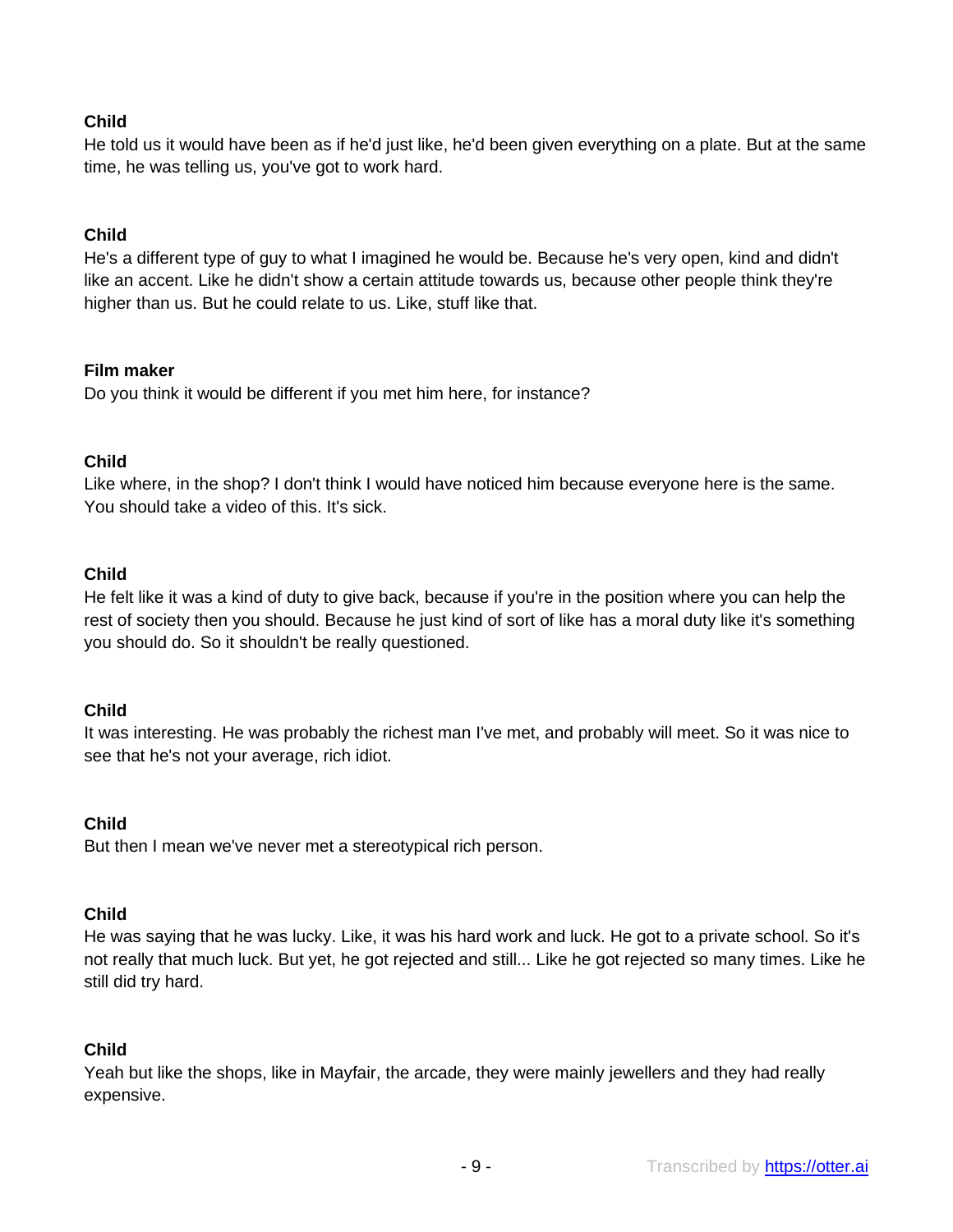**Child**
He told us it would have been as if he'd just like, he'd been given everything on a plate. But at the same time, he was telling us, you've got to work hard.

**Child**
He's a different type of guy to what I imagined he would be. Because he's very open, kind and didn't like an accent. Like he didn't show a certain attitude towards us, because other people think they're higher than us. But he could relate to us. Like, stuff like that.

**Film maker**
Do you think it would be different if you met him here, for instance?

**Child**
Like where, in the shop? I don't think I would have noticed him because everyone here is the same. You should take a video of this. It's sick.

**Child**
He felt like it was a kind of duty to give back, because if you're in the position where you can help the rest of society then you should. Because he just kind of sort of like has a moral duty like it's something you should do. So it shouldn't be really questioned.

**Child**
It was interesting. He was probably the richest man I've met, and probably will meet. So it was nice to see that he's not your average, rich idiot.

**Child**
But then I mean we've never met a stereotypical rich person.

**Child**
He was saying that he was lucky. Like, it was his hard work and luck. He got to a private school. So it's not really that much luck. But yet, he got rejected and still... Like he got rejected so many times. Like he still did try hard.

**Child**
Yeah but like the shops, like in Mayfair, the arcade, they were mainly jewellers and they had really expensive.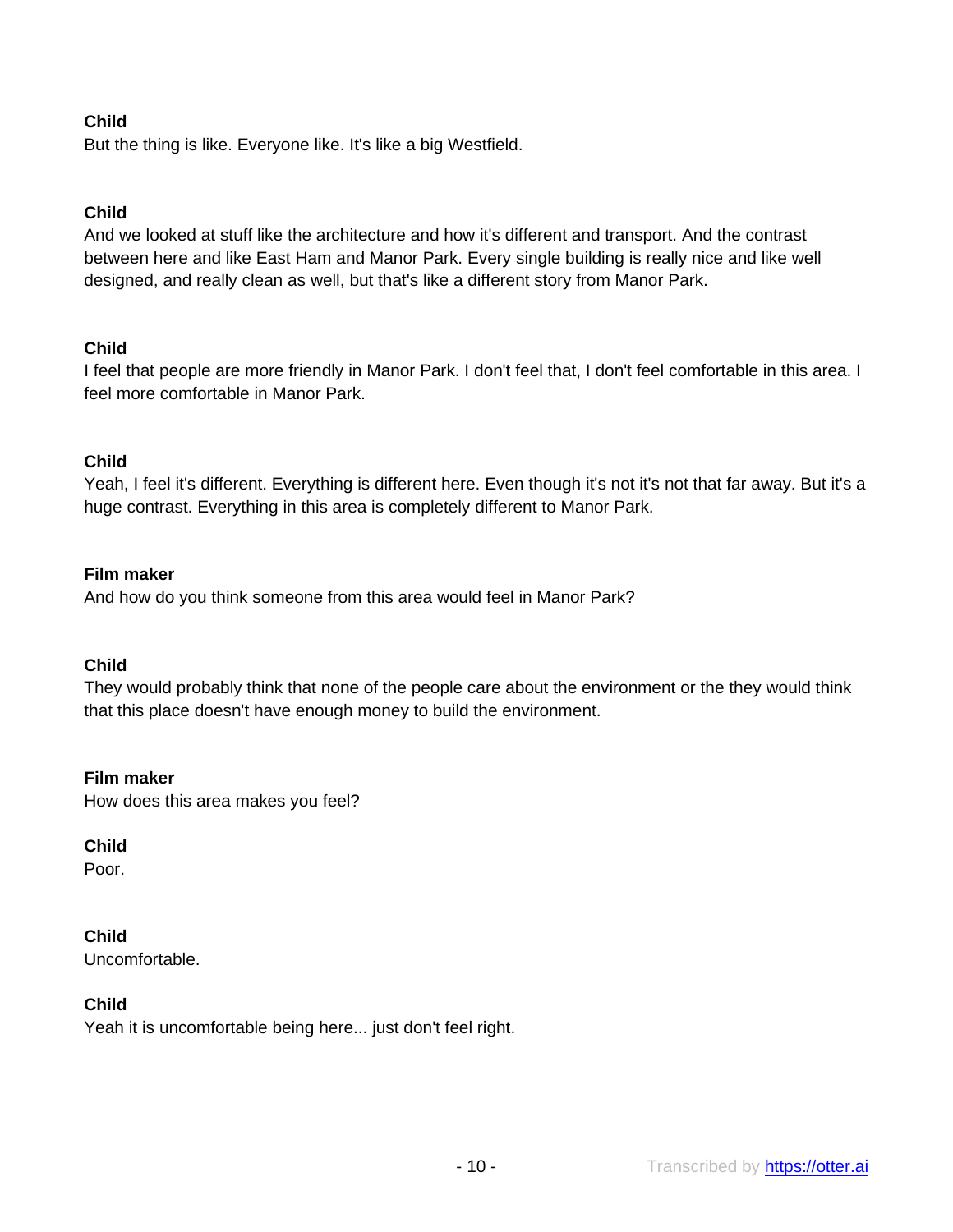**Child**
But the thing is like. Everyone like. It's like a big Westfield.

**Child**
And we looked at stuff like the architecture and how it's different and transport. And the contrast between here and like East Ham and Manor Park. Every single building is really nice and like well designed, and really clean as well, but that's like a different story from Manor Park.

**Child**
I feel that people are more friendly in Manor Park. I don't feel that, I don't feel comfortable in this area. I feel more comfortable in Manor Park.

**Child**
Yeah, I feel it's different. Everything is different here. Even though it's not it's not that far away. But it's a huge contrast. Everything in this area is completely different to Manor Park.

**Film maker**
And how do you think someone from this area would feel in Manor Park?

**Child**
They would probably think that none of the people care about the environment or the they would think that this place doesn't have enough money to build the environment.

**Film maker**
How does this area makes you feel?

**Child**
Poor.

**Child**
Uncomfortable.

**Child**
Yeah it is uncomfortable being here... just don't feel right.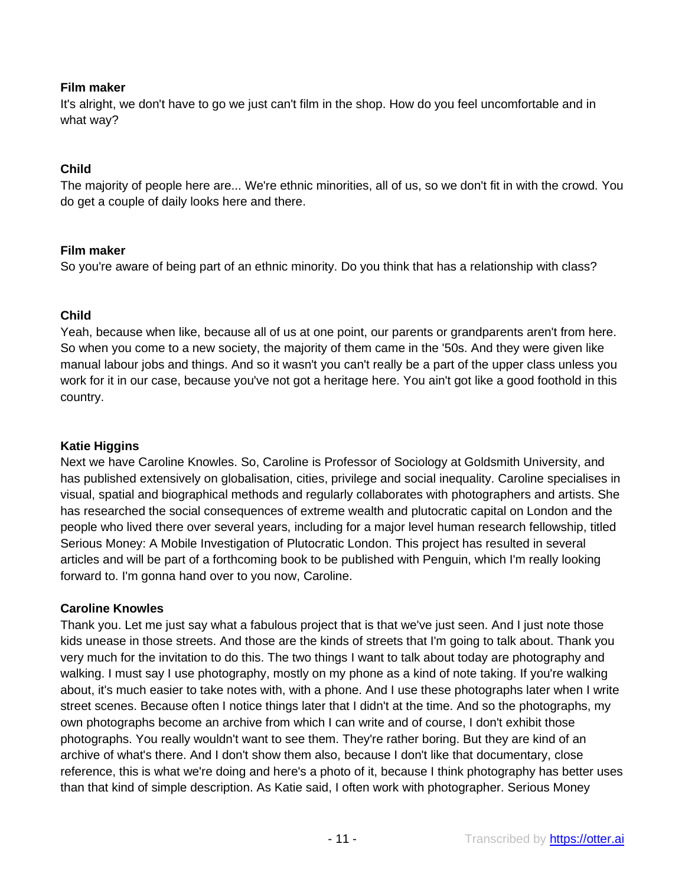**Film maker**
It's alright, we don't have to go we just can't film in the shop. How do you feel uncomfortable and in what way?

**Child**
The majority of people here are... We're ethnic minorities, all of us, so we don't fit in with the crowd. You do get a couple of daily looks here and there.

**Film maker**
So you're aware of being part of an ethnic minority. Do you think that has a relationship with class?

**Child**
Yeah, because when like, because all of us at one point, our parents or grandparents aren't from here. So when you come to a new society, the majority of them came in the '50s. And they were given like manual labour jobs and things. And so it wasn't you can't really be a part of the upper class unless you work for it in our case, because you've not got a heritage here. You ain't got like a good foothold in this country.

**Katie Higgins**
Next we have Caroline Knowles. So, Caroline is Professor of Sociology at Goldsmith University, and has published extensively on globalisation, cities, privilege and social inequality. Caroline specialises in visual, spatial and biographical methods and regularly collaborates with photographers and artists. She has researched the social consequences of extreme wealth and plutocratic capital on London and the people who lived there over several years, including for a major level human research fellowship, titled Serious Money: A Mobile Investigation of Plutocratic London. This project has resulted in several articles and will be part of a forthcoming book to be published with Penguin, which I'm really looking forward to. I'm gonna hand over to you now, Caroline.

**Caroline Knowles**
Thank you. Let me just say what a fabulous project that is that we've just seen. And I just note those kids unease in those streets. And those are the kinds of streets that I'm going to talk about. Thank you very much for the invitation to do this. The two things I want to talk about today are photography and walking. I must say I use photography, mostly on my phone as a kind of note taking. If you're walking about, it's much easier to take notes with, with a phone. And I use these photographs later when I write street scenes. Because often I notice things later that I didn't at the time. And so the photographs, my own photographs become an archive from which I can write and of course, I don't exhibit those photographs. You really wouldn't want to see them. They're rather boring. But they are kind of an archive of what's there. And I don't show them also, because I don't like that documentary, close reference, this is what we're doing and here's a photo of it, because I think photography has better uses than that kind of simple description. As Katie said, I often work with photographer. Serious Money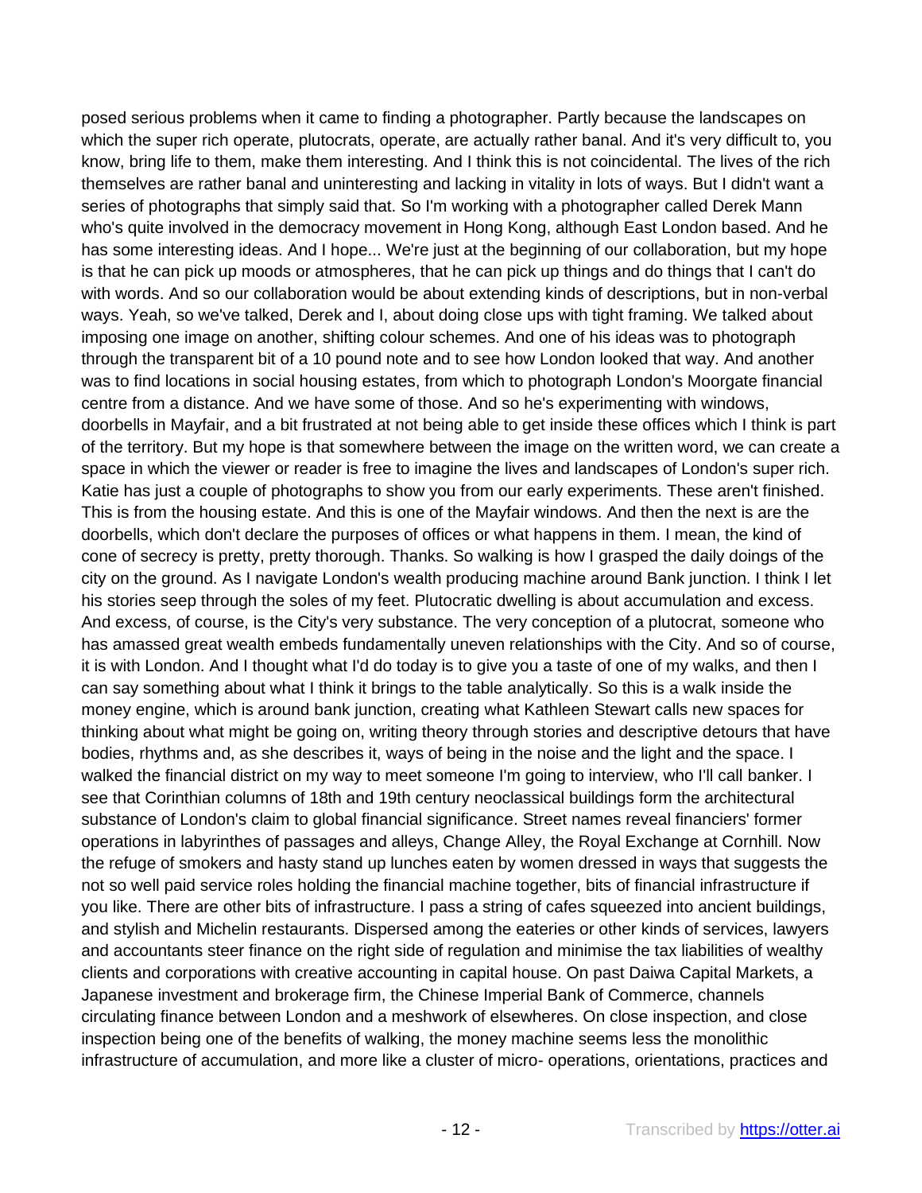posed serious problems when it came to finding a photographer. Partly because the landscapes on which the super rich operate, plutocrats, operate, are actually rather banal. And it's very difficult to, you know, bring life to them, make them interesting. And I think this is not coincidental. The lives of the rich themselves are rather banal and uninteresting and lacking in vitality in lots of ways. But I didn't want a series of photographs that simply said that. So I'm working with a photographer called Derek Mann who's quite involved in the democracy movement in Hong Kong, although East London based. And he has some interesting ideas. And I hope... We're just at the beginning of our collaboration, but my hope is that he can pick up moods or atmospheres, that he can pick up things and do things that I can't do with words. And so our collaboration would be about extending kinds of descriptions, but in non-verbal ways. Yeah, so we've talked, Derek and I, about doing close ups with tight framing. We talked about imposing one image on another, shifting colour schemes. And one of his ideas was to photograph through the transparent bit of a 10 pound note and to see how London looked that way. And another was to find locations in social housing estates, from which to photograph London's Moorgate financial centre from a distance. And we have some of those. And so he's experimenting with windows, doorbells in Mayfair, and a bit frustrated at not being able to get inside these offices which I think is part of the territory. But my hope is that somewhere between the image on the written word, we can create a space in which the viewer or reader is free to imagine the lives and landscapes of London's super rich. Katie has just a couple of photographs to show you from our early experiments. These aren't finished. This is from the housing estate. And this is one of the Mayfair windows. And then the next is are the doorbells, which don't declare the purposes of offices or what happens in them. I mean, the kind of cone of secrecy is pretty, pretty thorough. Thanks. So walking is how I grasped the daily doings of the city on the ground. As I navigate London's wealth producing machine around Bank junction. I think I let his stories seep through the soles of my feet. Plutocratic dwelling is about accumulation and excess. And excess, of course, is the City's very substance. The very conception of a plutocrat, someone who has amassed great wealth embeds fundamentally uneven relationships with the City. And so of course, it is with London. And I thought what I'd do today is to give you a taste of one of my walks, and then I can say something about what I think it brings to the table analytically. So this is a walk inside the money engine, which is around bank junction, creating what Kathleen Stewart calls new spaces for thinking about what might be going on, writing theory through stories and descriptive detours that have bodies, rhythms and, as she describes it, ways of being in the noise and the light and the space. I walked the financial district on my way to meet someone I'm going to interview, who I'll call banker. I see that Corinthian columns of 18th and 19th century neoclassical buildings form the architectural substance of London's claim to global financial significance. Street names reveal financiers' former operations in labyrinthes of passages and alleys, Change Alley, the Royal Exchange at Cornhill. Now the refuge of smokers and hasty stand up lunches eaten by women dressed in ways that suggests the not so well paid service roles holding the financial machine together, bits of financial infrastructure if you like. There are other bits of infrastructure. I pass a string of cafes squeezed into ancient buildings, and stylish and Michelin restaurants. Dispersed among the eateries or other kinds of services, lawyers and accountants steer finance on the right side of regulation and minimise the tax liabilities of wealthy clients and corporations with creative accounting in capital house. On past Daiwa Capital Markets, a Japanese investment and brokerage firm, the Chinese Imperial Bank of Commerce, channels circulating finance between London and a meshwork of elsewheres. On close inspection, and close inspection being one of the benefits of walking, the money machine seems less the monolithic infrastructure of accumulation, and more like a cluster of micro- operations, orientations, practices and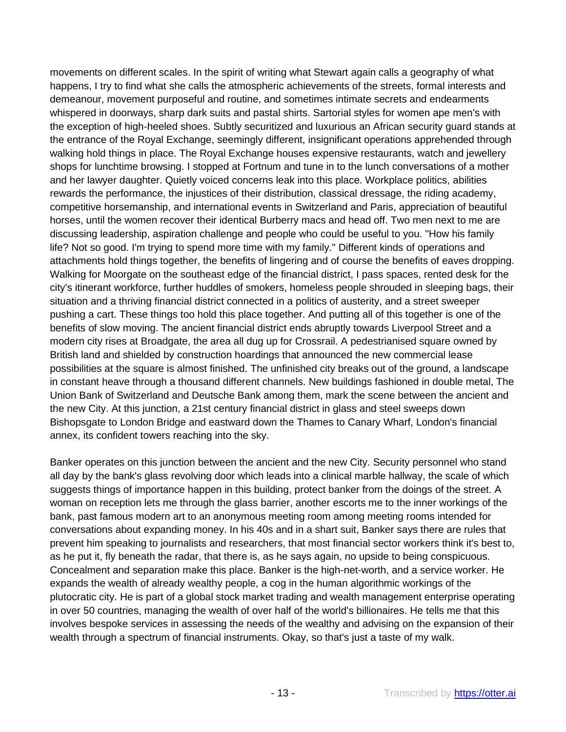movements on different scales. In the spirit of writing what Stewart again calls a geography of what happens, I try to find what she calls the atmospheric achievements of the streets, formal interests and demeanour, movement purposeful and routine, and sometimes intimate secrets and endearments whispered in doorways, sharp dark suits and pastal shirts. Sartorial styles for women ape men's with the exception of high-heeled shoes. Subtly securitized and luxurious an African security guard stands at the entrance of the Royal Exchange, seemingly different, insignificant operations apprehended through walking hold things in place. The Royal Exchange houses expensive restaurants, watch and jewellery shops for lunchtime browsing. I stopped at Fortnum and tune in to the lunch conversations of a mother and her lawyer daughter. Quietly voiced concerns leak into this place. Workplace politics, abilities rewards the performance, the injustices of their distribution, classical dressage, the riding academy, competitive horsemanship, and international events in Switzerland and Paris, appreciation of beautiful horses, until the women recover their identical Burberry macs and head off. Two men next to me are discussing leadership, aspiration challenge and people who could be useful to you. "How his family life? Not so good. I'm trying to spend more time with my family." Different kinds of operations and attachments hold things together, the benefits of lingering and of course the benefits of eaves dropping. Walking for Moorgate on the southeast edge of the financial district, I pass spaces, rented desk for the city's itinerant workforce, further huddles of smokers, homeless people shrouded in sleeping bags, their situation and a thriving financial district connected in a politics of austerity, and a street sweeper pushing a cart. These things too hold this place together. And putting all of this together is one of the benefits of slow moving. The ancient financial district ends abruptly towards Liverpool Street and a modern city rises at Broadgate, the area all dug up for Crossrail. A pedestrianised square owned by British land and shielded by construction hoardings that announced the new commercial lease possibilities at the square is almost finished. The unfinished city breaks out of the ground, a landscape in constant heave through a thousand different channels. New buildings fashioned in double metal, The Union Bank of Switzerland and Deutsche Bank among them, mark the scene between the ancient and the new City. At this junction, a 21st century financial district in glass and steel sweeps down Bishopsgate to London Bridge and eastward down the Thames to Canary Wharf, London's financial annex, its confident towers reaching into the sky.

Banker operates on this junction between the ancient and the new City. Security personnel who stand all day by the bank's glass revolving door which leads into a clinical marble hallway, the scale of which suggests things of importance happen in this building, protect banker from the doings of the street. A woman on reception lets me through the glass barrier, another escorts me to the inner workings of the bank, past famous modern art to an anonymous meeting room among meeting rooms intended for conversations about expanding money. In his 40s and in a shart suit, Banker says there are rules that prevent him speaking to journalists and researchers, that most financial sector workers think it's best to, as he put it, fly beneath the radar, that there is, as he says again, no upside to being conspicuous. Concealment and separation make this place. Banker is the high-net-worth, and a service worker. He expands the wealth of already wealthy people, a cog in the human algorithmic workings of the plutocratic city. He is part of a global stock market trading and wealth management enterprise operating in over 50 countries, managing the wealth of over half of the world's billionaires. He tells me that this involves bespoke services in assessing the needs of the wealthy and advising on the expansion of their wealth through a spectrum of financial instruments. Okay, so that's just a taste of my walk.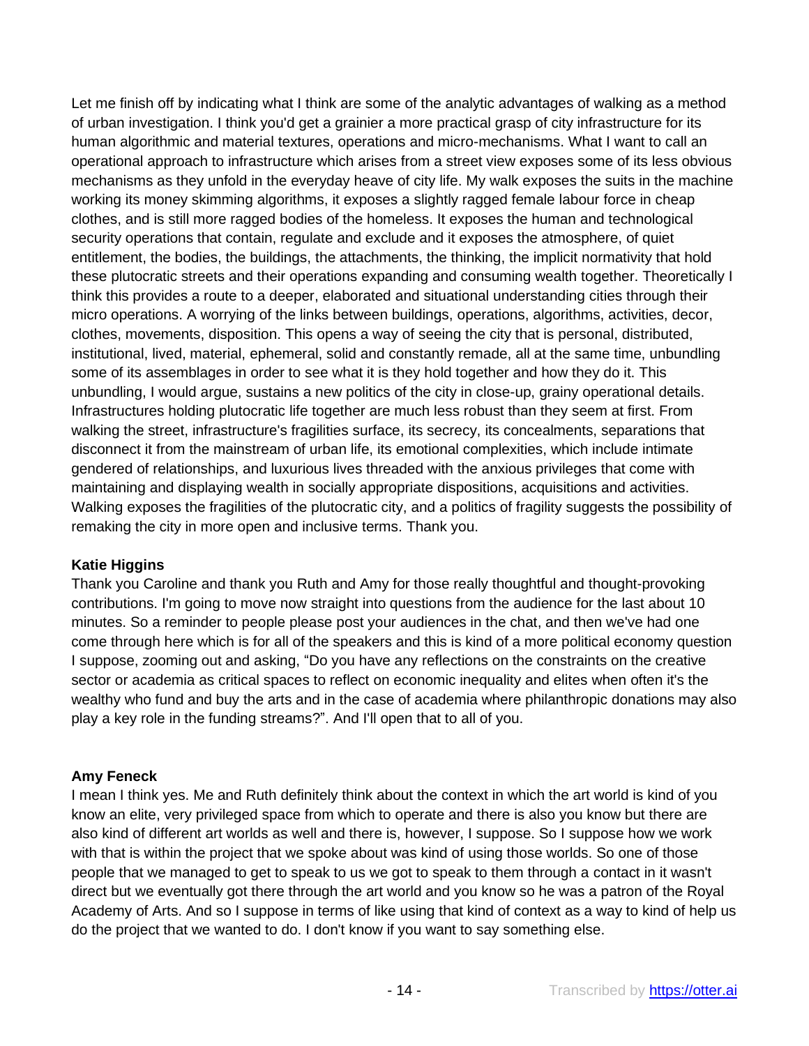Let me finish off by indicating what I think are some of the analytic advantages of walking as a method of urban investigation. I think you'd get a grainier a more practical grasp of city infrastructure for its human algorithmic and material textures, operations and micro-mechanisms. What I want to call an operational approach to infrastructure which arises from a street view exposes some of its less obvious mechanisms as they unfold in the everyday heave of city life. My walk exposes the suits in the machine working its money skimming algorithms, it exposes a slightly ragged female labour force in cheap clothes, and is still more ragged bodies of the homeless. It exposes the human and technological security operations that contain, regulate and exclude and it exposes the atmosphere, of quiet entitlement, the bodies, the buildings, the attachments, the thinking, the implicit normativity that hold these plutocratic streets and their operations expanding and consuming wealth together. Theoretically I think this provides a route to a deeper, elaborated and situational understanding cities through their micro operations. A worrying of the links between buildings, operations, algorithms, activities, decor, clothes, movements, disposition. This opens a way of seeing the city that is personal, distributed, institutional, lived, material, ephemeral, solid and constantly remade, all at the same time, unbundling some of its assemblages in order to see what it is they hold together and how they do it. This unbundling, I would argue, sustains a new politics of the city in close-up, grainy operational details. Infrastructures holding plutocratic life together are much less robust than they seem at first. From walking the street, infrastructure's fragilities surface, its secrecy, its concealments, separations that disconnect it from the mainstream of urban life, its emotional complexities, which include intimate gendered of relationships, and luxurious lives threaded with the anxious privileges that come with maintaining and displaying wealth in socially appropriate dispositions, acquisitions and activities. Walking exposes the fragilities of the plutocratic city, and a politics of fragility suggests the possibility of remaking the city in more open and inclusive terms. Thank you.

**Katie Higgins**
Thank you Caroline and thank you Ruth and Amy for those really thoughtful and thought-provoking contributions. I'm going to move now straight into questions from the audience for the last about 10 minutes. So a reminder to people please post your audiences in the chat, and then we've had one come through here which is for all of the speakers and this is kind of a more political economy question I suppose, zooming out and asking, "Do you have any reflections on the constraints on the creative sector or academia as critical spaces to reflect on economic inequality and elites when often it's the wealthy who fund and buy the arts and in the case of academia where philanthropic donations may also play a key role in the funding streams?". And I'll open that to all of you.

**Amy Feneck**
I mean I think yes. Me and Ruth definitely think about the context in which the art world is kind of you know an elite, very privileged space from which to operate and there is also you know but there are also kind of different art worlds as well and there is, however, I suppose. So I suppose how we work with that is within the project that we spoke about was kind of using those worlds. So one of those people that we managed to get to speak to us we got to speak to them through a contact in it wasn't direct but we eventually got there through the art world and you know so he was a patron of the Royal Academy of Arts. And so I suppose in terms of like using that kind of context as a way to kind of help us do the project that we wanted to do. I don't know if you want to say something else.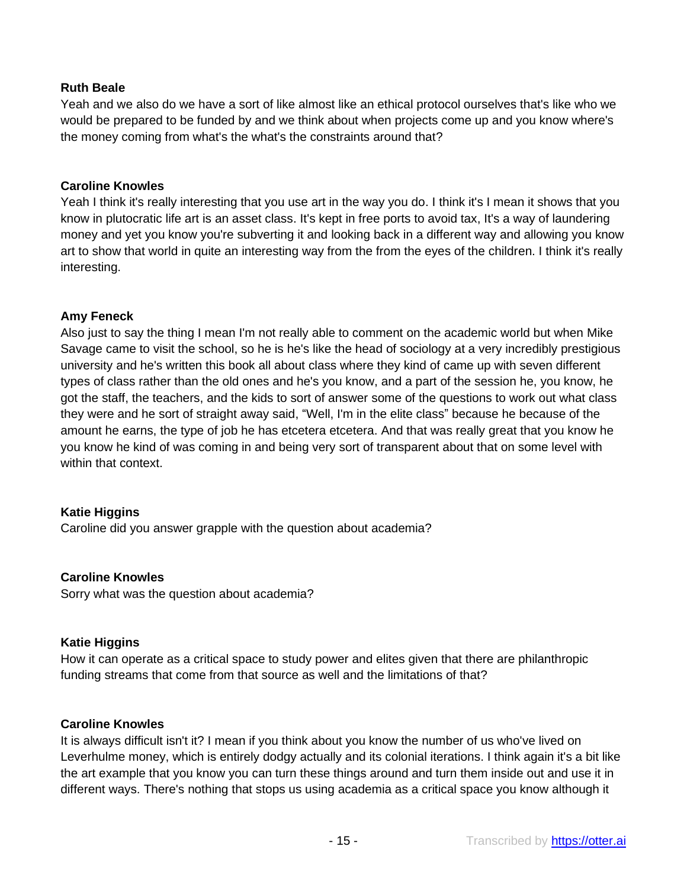**Ruth Beale**

Yeah and we also do we have a sort of like almost like an ethical protocol ourselves that's like who we would be prepared to be funded by and we think about when projects come up and you know where's the money coming from what's the what's the constraints around that?

**Caroline Knowles**

Yeah I think it's really interesting that you use art in the way you do. I think it's I mean it shows that you know in plutocratic life art is an asset class. It's kept in free ports to avoid tax, It's a way of laundering money and yet you know you're subverting it and looking back in a different way and allowing you know art to show that world in quite an interesting way from the from the eyes of the children. I think it's really interesting.

**Amy Feneck**

Also just to say the thing I mean I'm not really able to comment on the academic world but when Mike Savage came to visit the school, so he is he's like the head of sociology at a very incredibly prestigious university and he's written this book all about class where they kind of came up with seven different types of class rather than the old ones and he's you know, and a part of the session he, you know, he got the staff, the teachers, and the kids to sort of answer some of the questions to work out what class they were and he sort of straight away said, "Well, I'm in the elite class" because he because of the amount he earns, the type of job he has etcetera etcetera. And that was really great that you know he you know he kind of was coming in and being very sort of transparent about that on some level with within that context.

**Katie Higgins**

Caroline did you answer grapple with the question about academia?

**Caroline Knowles**

Sorry what was the question about academia?

**Katie Higgins**

How it can operate as a critical space to study power and elites given that there are philanthropic funding streams that come from that source as well and the limitations of that?

**Caroline Knowles**

It is always difficult isn't it? I mean if you think about you know the number of us who've lived on Leverhulme money, which is entirely dodgy actually and its colonial iterations. I think again it's a bit like the art example that you know you can turn these things around and turn them inside out and use it in different ways. There's nothing that stops us using academia as a critical space you know although it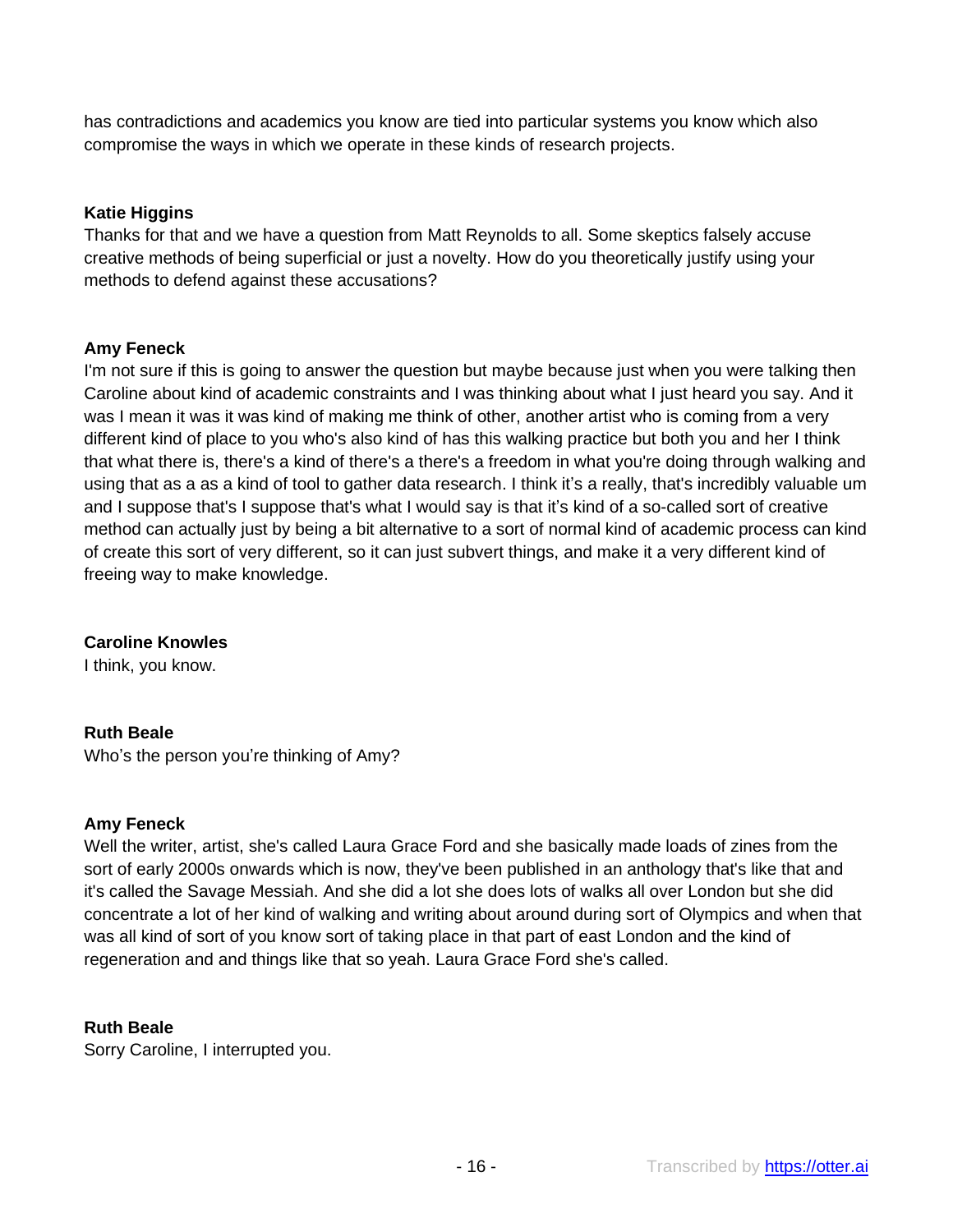has contradictions and academics you know are tied into particular systems you know which also compromise the ways in which we operate in these kinds of research projects.

**Katie Higgins**
Thanks for that and we have a question from Matt Reynolds to all. Some skeptics falsely accuse creative methods of being superficial or just a novelty. How do you theoretically justify using your methods to defend against these accusations?

**Amy Feneck**
I'm not sure if this is going to answer the question but maybe because just when you were talking then Caroline about kind of academic constraints and I was thinking about what I just heard you say. And it was I mean it was it was kind of making me think of other, another artist who is coming from a very different kind of place to you who's also kind of has this walking practice but both you and her I think that what there is, there's a kind of there's a there's a freedom in what you're doing through walking and using that as a as a kind of tool to gather data research. I think it's a really, that's incredibly valuable um and I suppose that's I suppose that's what I would say is that it's kind of a so-called sort of creative method can actually just by being a bit alternative to a sort of normal kind of academic process can kind of create this sort of very different, so it can just subvert things, and make it a very different kind of freeing way to make knowledge.

**Caroline Knowles**
I think, you know.

**Ruth Beale**
Who's the person you're thinking of Amy?

**Amy Feneck**
Well the writer, artist, she's called Laura Grace Ford and she basically made loads of zines from the sort of early 2000s onwards which is now, they've been published in an anthology that's like that and it's called the Savage Messiah. And she did a lot she does lots of walks all over London but she did concentrate a lot of her kind of walking and writing about around during sort of Olympics and when that was all kind of sort of you know sort of taking place in that part of east London and the kind of regeneration and and things like that so yeah. Laura Grace Ford she's called.

**Ruth Beale**
Sorry Caroline, I interrupted you.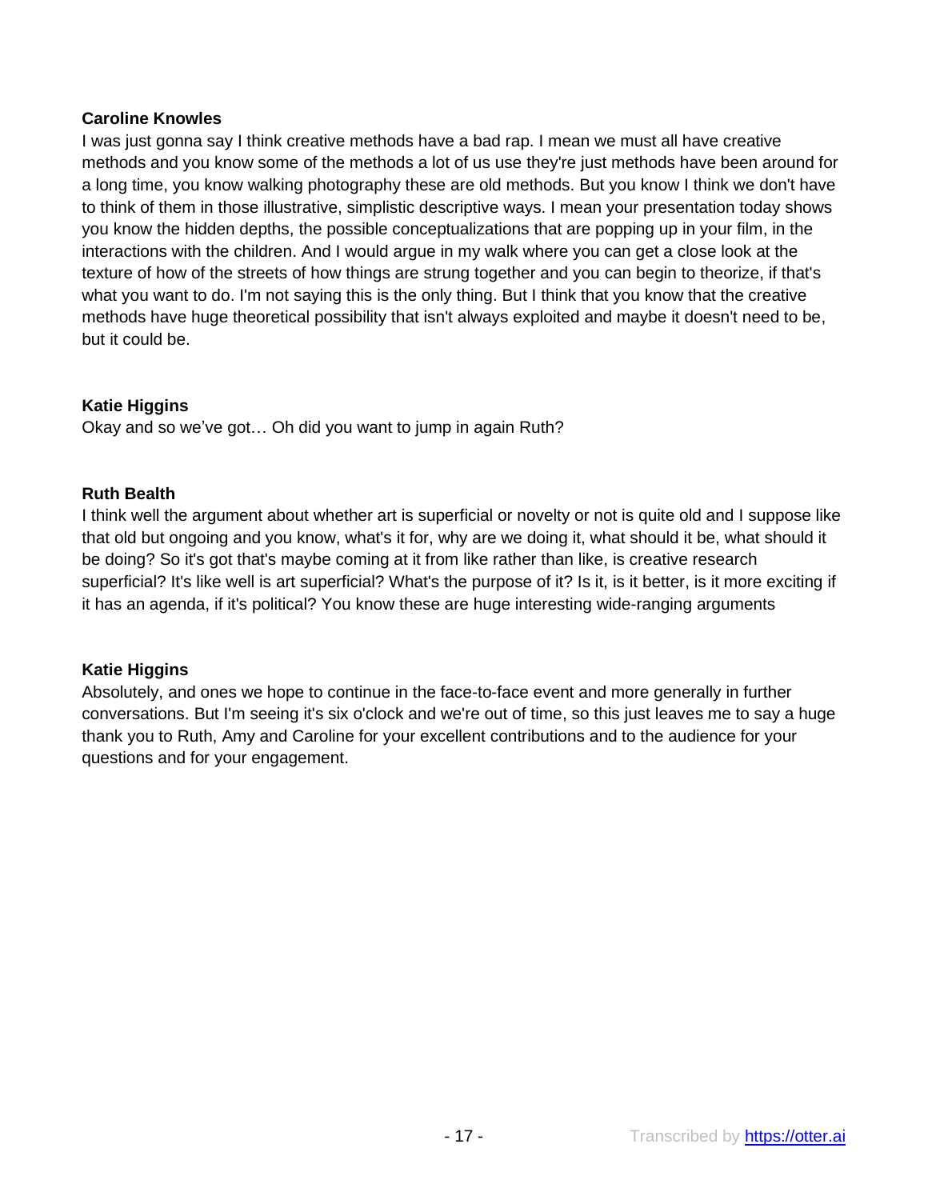**Caroline Knowles**

I was just gonna say I think creative methods have a bad rap. I mean we must all have creative methods and you know some of the methods a lot of us use they're just methods have been around for a long time, you know walking photography these are old methods. But you know I think we don't have to think of them in those illustrative, simplistic descriptive ways. I mean your presentation today shows you know the hidden depths, the possible conceptualizations that are popping up in your film, in the interactions with the children. And I would argue in my walk where you can get a close look at the texture of how of the streets of how things are strung together and you can begin to theorize, if that's what you want to do. I'm not saying this is the only thing. But I think that you know that the creative methods have huge theoretical possibility that isn't always exploited and maybe it doesn't need to be, but it could be.

**Katie Higgins**

Okay and so we've got… Oh did you want to jump in again Ruth?

**Ruth Bealth**

I think well the argument about whether art is superficial or novelty or not is quite old and I suppose like that old but ongoing and you know, what's it for, why are we doing it, what should it be, what should it be doing? So it's got that's maybe coming at it from like rather than like, is creative research superficial? It's like well is art superficial? What's the purpose of it? Is it, is it better, is it more exciting if it has an agenda, if it's political? You know these are huge interesting wide-ranging arguments

**Katie Higgins**

Absolutely, and ones we hope to continue in the face-to-face event and more generally in further conversations. But I'm seeing it's six o'clock and we're out of time, so this just leaves me to say a huge thank you to Ruth, Amy and Caroline for your excellent contributions and to the audience for your questions and for your engagement.